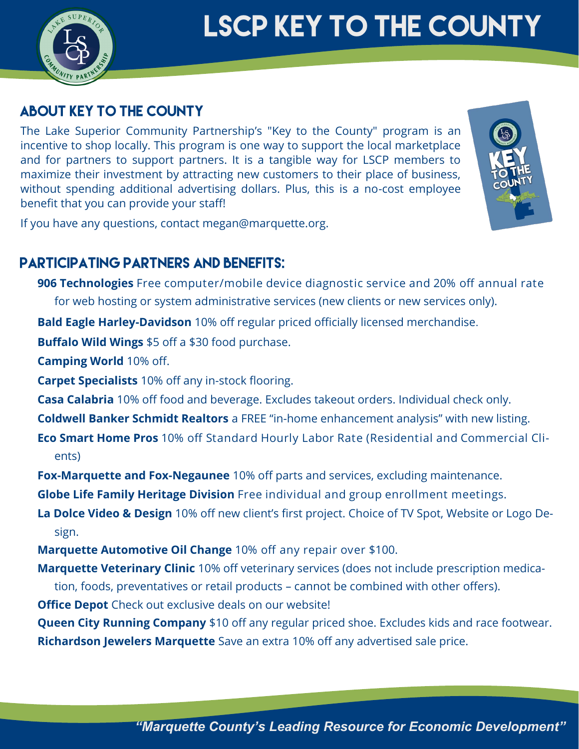# LSCP KEY TO THE COUNTY

## ABOUT KEY TO THE COUNTY

The Lake Superior Community Partnership's "Key to the County" program is an incentive to shop locally. This program is one way to support the local marketplace and for partners to support partners. It is a tangible way for LSCP members to maximize their investment by attracting new customers to their place of business, without spending additional advertising dollars. Plus, this is a no-cost employee benefit that you can provide your staff!

If you have any questions, contact megan@marquette.org.

## PARTICIPATING PARTNERS AND BENEFITS:

**906 Technologies** Free computer/mobile device diagnostic service and 20% off annual rate for web hosting or system administrative services (new clients or new services only).

**Bald Eagle Harley-Davidson** 10% off regular priced officially licensed merchandise.

**Buffalo Wild Wings** $5 off a $30 food purchase.

**Camping World** 10% off.

**Carpet Specialists** 10% off any in-stock flooring.

**Casa Calabria** 10% off food and beverage. Excludes takeout orders. Individual check only.

**Coldwell Banker Schmidt Realtors** a FREE "in-home enhancement analysis" with new listing.

**Eco Smart Home Pros** 10% off Standard Hourly Labor Rate (Residential and Commercial Clients)

**Fox-Marquette and Fox-Negaunee** 10% off parts and services, excluding maintenance.

**Globe Life Family Heritage Division** Free individual and group enrollment meetings.

**La Dolce Video & Design** 10% off new client's first project. Choice of TV Spot, Website or Logo Design.

**Marquette Automotive Oil Change** 10% off any repair over $100.

**Marquette Veterinary Clinic** 10% off veterinary services (does not include prescription medication, foods, preventatives or retail products – cannot be combined with other offers).

**Office Depot** Check out exclusive deals on our website!

**Queen City Running Company** $10 off any regular priced shoe. Excludes kids and race footwear.

**Richardson Jewelers Marquette** Save an extra 10% off any advertised sale price.

*"Marquette County's Leading Resource for Economic Development"*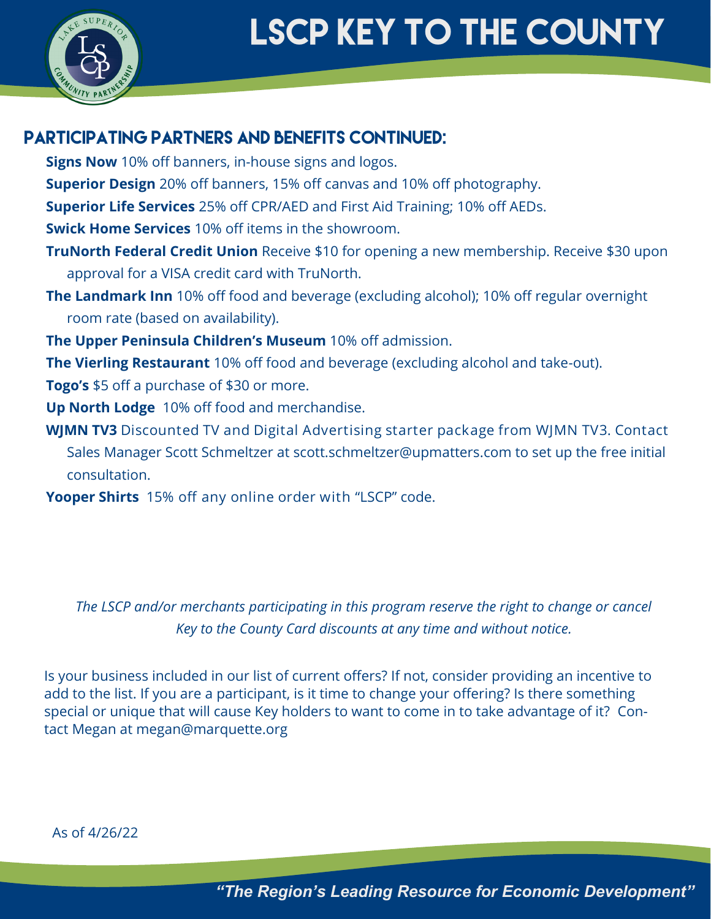# LSCP KEY TO THE COUNTY

## PARTICIPATING PARTNERS AND BENEFITS CONTINUED:

**Signs Now** 10% off banners, in-house signs and logos.

**Superior Design** 20% off banners, 15% off canvas and 10% off photography.

**Superior Life Services** 25% off CPR/AED and First Aid Training; 10% off AEDs.

**Swick Home Services** 10% off items in the showroom.

**TruNorth Federal Credit Union** Receive $10 for opening a new membership. Receive $30 upon approval for a VISA credit card with TruNorth.

**The Landmark Inn** 10% off food and beverage (excluding alcohol); 10% off regular overnight room rate (based on availability).

**The Upper Peninsula Children's Museum** 10% off admission.

**The Vierling Restaurant** 10% off food and beverage (excluding alcohol and take-out).

**Togo's** $5 off a purchase of $30 or more.

**Up North Lodge** 10% off food and merchandise.

**WJMN TV3** Discounted TV and Digital Advertising starter package from WJMN TV3. Contact Sales Manager Scott Schmeltzer at scott.schmeltzer@upmatters.com to set up the free initial consultation.

**Yooper Shirts** 15% off any online order with "LSCP" code.

*The LSCP and/or merchants participating in this program reserve the right to change or cancel Key to the County Card discounts at any time and without notice.*

Is your business included in our list of current offers? If not, consider providing an incentive to add to the list. If you are a participant, is it time to change your offering? Is there something special or unique that will cause Key holders to want to come in to take advantage of it? Contact Megan at megan@marquette.org

As of 4/26/22

*"The Region's Leading Resource for Economic Development"*